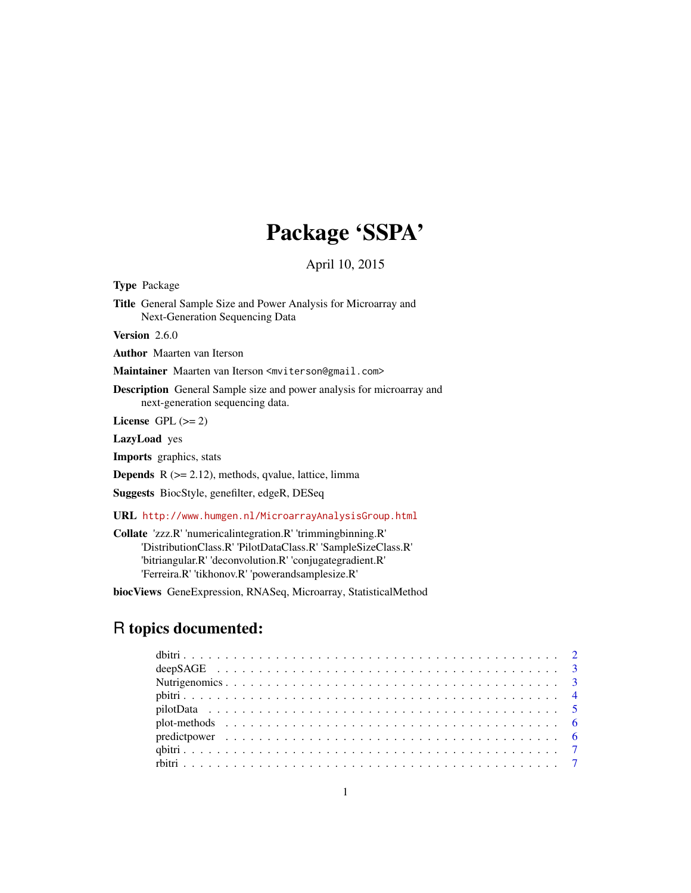# Package 'SSPA'

April 10, 2015

**Type** Package

**Title** General Sample Size and Power Analysis for Microarray and Next-Generation Sequencing Data

**Version** 2.6.0

**Author** Maarten van Iterson

**Maintainer** Maarten van Iterson <mviterson@gmail.com>

**Description** General Sample size and power analysis for microarray and next-generation sequencing data.

**License** GPL (>= 2)

**LazyLoad** yes

**Imports** graphics, stats

**Depends** R (>= 2.12), methods, qvalue, lattice, limma

**Suggests** BiocStyle, genefilter, edgeR, DESeq

**URL** http://www.humgen.nl/MicroarrayAnalysisGroup.html

**Collate** 'zzz.R' 'numericalintegration.R' 'trimmingbinning.R' 'DistributionClass.R' 'PilotDataClass.R' 'SampleSizeClass.R' 'bitriangular.R' 'deconvolution.R' 'conjugategradient.R' 'Ferreira.R' 'tikhonov.R' 'powerandsamplesize.R'

**biocViews** GeneExpression, RNASeq, Microarray, StatisticalMethod

## R topics documented:

- dbitri . . . . . . . . . . . . . . . . . . . . . . . . . . . . . . . . . . . . . . . . . . . 2
- deepSAGE . . . . . . . . . . . . . . . . . . . . . . . . . . . . . . . . . . . . . . . . 3
- Nutrigenomics . . . . . . . . . . . . . . . . . . . . . . . . . . . . . . . . . . . . . . 3
- pbitri . . . . . . . . . . . . . . . . . . . . . . . . . . . . . . . . . . . . . . . . . . . 4
- pilotData . . . . . . . . . . . . . . . . . . . . . . . . . . . . . . . . . . . . . . . . . 5
- plot-methods . . . . . . . . . . . . . . . . . . . . . . . . . . . . . . . . . . . . . . . 6
- predictpower . . . . . . . . . . . . . . . . . . . . . . . . . . . . . . . . . . . . . . . 6
- qbitri . . . . . . . . . . . . . . . . . . . . . . . . . . . . . . . . . . . . . . . . . . . 7
- rbitri . . . . . . . . . . . . . . . . . . . . . . . . . . . . . . . . . . . . . . . . . . . 7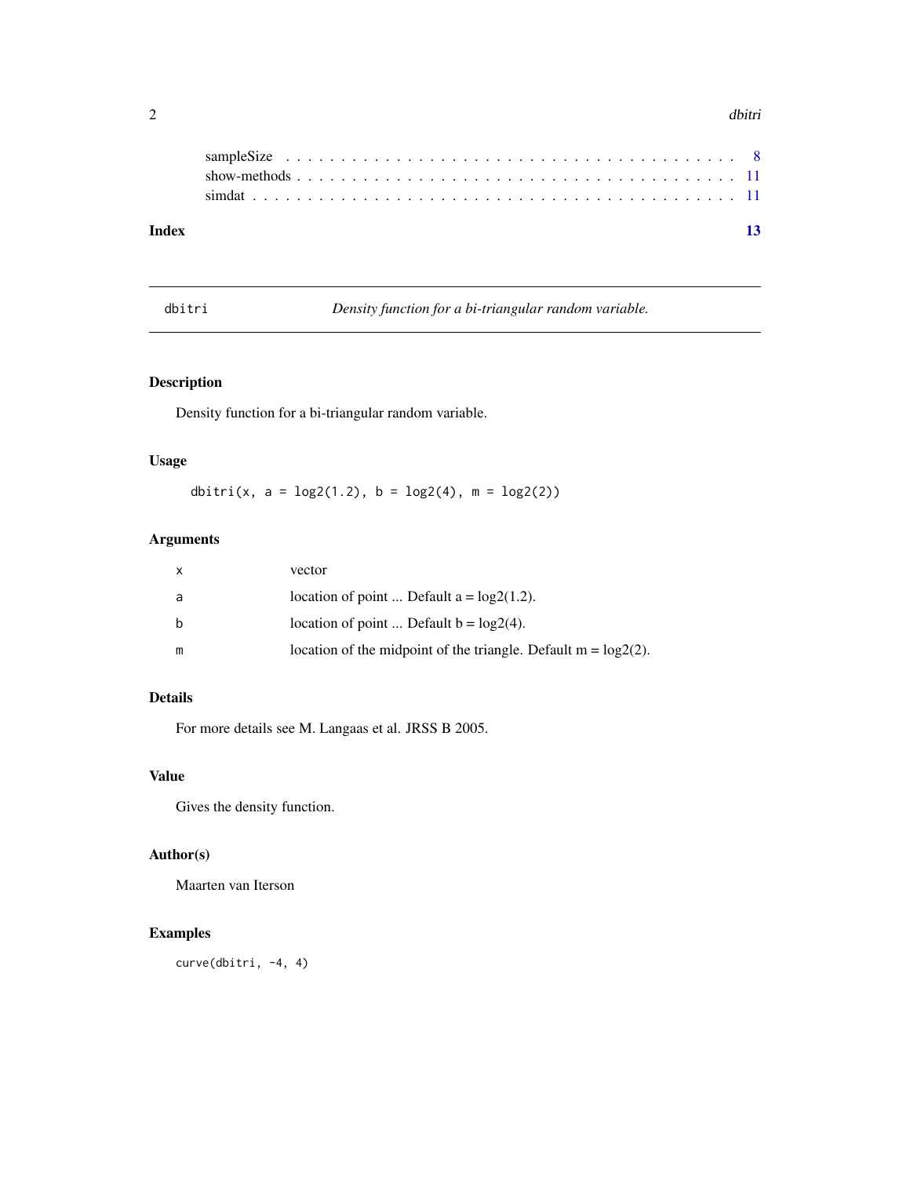sampleSize . . . . . . . . . . . . . . . . . . . . . . . . . . . . . . . . . . . . . . . . 8
show-methods . . . . . . . . . . . . . . . . . . . . . . . . . . . . . . . . . . . . . . 11
simdat . . . . . . . . . . . . . . . . . . . . . . . . . . . . . . . . . . . . . . . . . . 11

**Index** **13**

---

## dbitri — *Density function for a bi-triangular random variable.*

---

### Description

Density function for a bi-triangular random variable.

### Usage

```
dbitri(x, a = log2(1.2), b = log2(4), m = log2(2))
```

### Arguments

| | |
|---|---|
| x | vector |
| a | location of point ... Default a = log2(1.2). |
| b | location of point ... Default b = log2(4). |
| m | location of the midpoint of the triangle. Default m = log2(2). |

### Details

For more details see M. Langaas et al. JRSS B 2005.

### Value

Gives the density function.

### Author(s)

Maarten van Iterson

### Examples

```
curve(dbitri, -4, 4)
```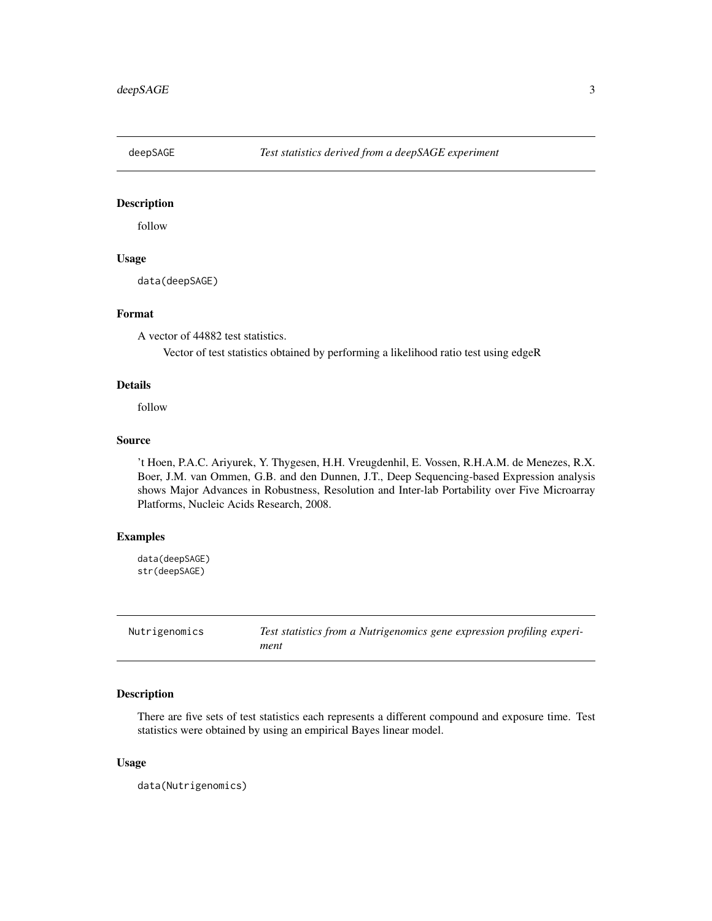## deepSAGE — *Test statistics derived from a deepSAGE experiment*

### Description

follow

### Usage

```
data(deepSAGE)
```

### Format

A vector of 44882 test statistics.

Vector of test statistics obtained by performing a likelihood ratio test using edgeR

### Details

follow

### Source

't Hoen, P.A.C. Ariyurek, Y. Thygesen, H.H. Vreugdenhil, E. Vossen, R.H.A.M. de Menezes, R.X. Boer, J.M. van Ommen, G.B. and den Dunnen, J.T., Deep Sequencing-based Expression analysis shows Major Advances in Robustness, Resolution and Inter-lab Portability over Five Microarray Platforms, Nucleic Acids Research, 2008.

### Examples

```
data(deepSAGE)
str(deepSAGE)
```

## Nutrigenomics — *Test statistics from a Nutrigenomics gene expression profiling experiment*

### Description

There are five sets of test statistics each represents a different compound and exposure time. Test statistics were obtained by using an empirical Bayes linear model.

### Usage

```
data(Nutrigenomics)
```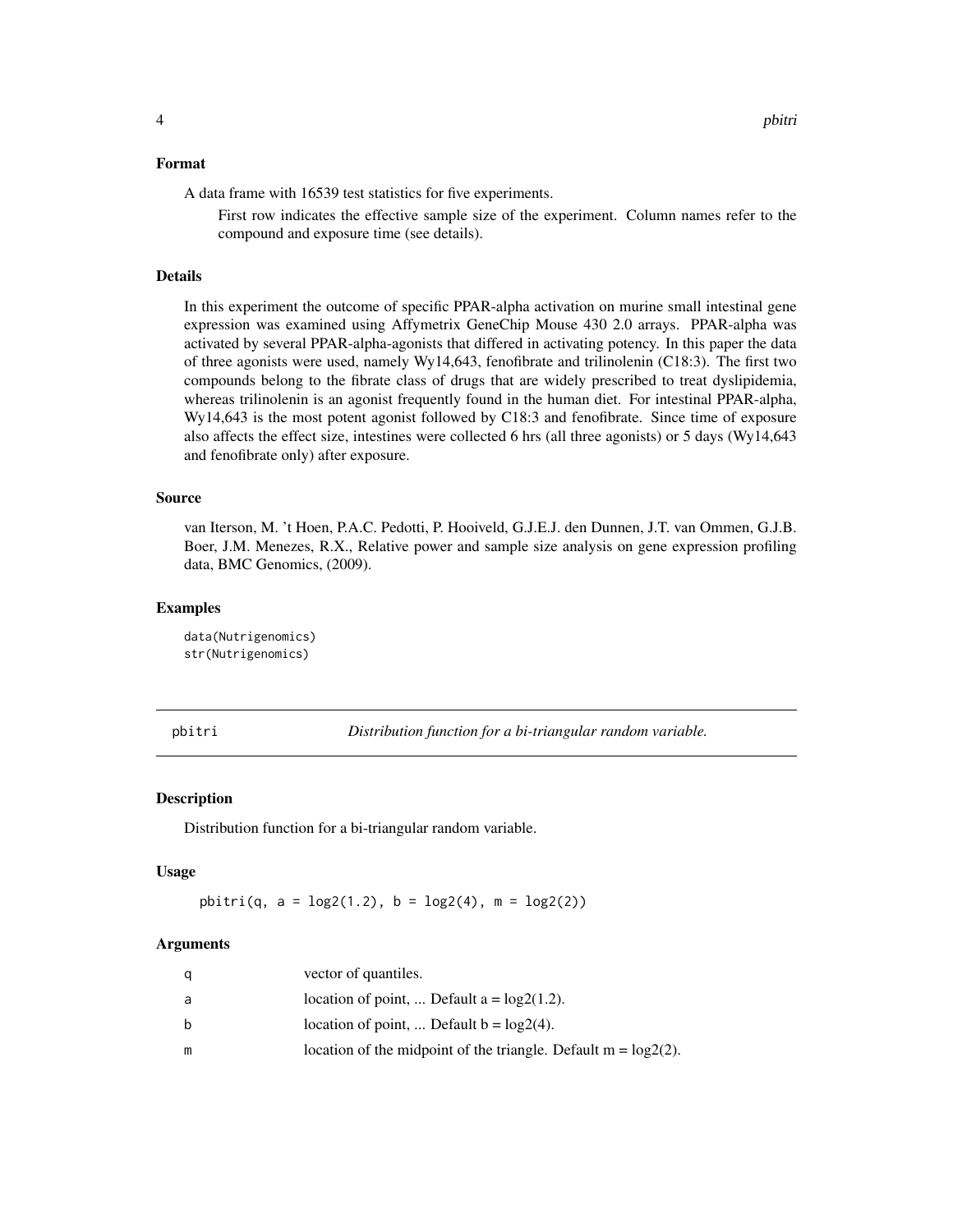### Format

A data frame with 16539 test statistics for five experiments.

> First row indicates the effective sample size of the experiment. Column names refer to the compound and exposure time (see details).

### Details

In this experiment the outcome of specific PPAR-alpha activation on murine small intestinal gene expression was examined using Affymetrix GeneChip Mouse 430 2.0 arrays. PPAR-alpha was activated by several PPAR-alpha-agonists that differed in activating potency. In this paper the data of three agonists were used, namely Wy14,643, fenofibrate and trilinolenin (C18:3). The first two compounds belong to the fibrate class of drugs that are widely prescribed to treat dyslipidemia, whereas trilinolenin is an agonist frequently found in the human diet. For intestinal PPAR-alpha, Wy14,643 is the most potent agonist followed by C18:3 and fenofibrate. Since time of exposure also affects the effect size, intestines were collected 6 hrs (all three agonists) or 5 days (Wy14,643 and fenofibrate only) after exposure.

### Source

van Iterson, M. 't Hoen, P.A.C. Pedotti, P. Hooiveld, G.J.E.J. den Dunnen, J.T. van Ommen, G.J.B. Boer, J.M. Menezes, R.X., Relative power and sample size analysis on gene expression profiling data, BMC Genomics, (2009).

### Examples

```
data(Nutrigenomics)
str(Nutrigenomics)
```

---

## pbitri — *Distribution function for a bi-triangular random variable.*

### Description

Distribution function for a bi-triangular random variable.

### Usage

```
pbitri(q, a = log2(1.2), b = log2(4), m = log2(2))
```

### Arguments

| | |
|---|---|
| q | vector of quantiles. |
| a | location of point, ... Default a = log2(1.2). |
| b | location of point, ... Default b = log2(4). |
| m | location of the midpoint of the triangle. Default m = log2(2). |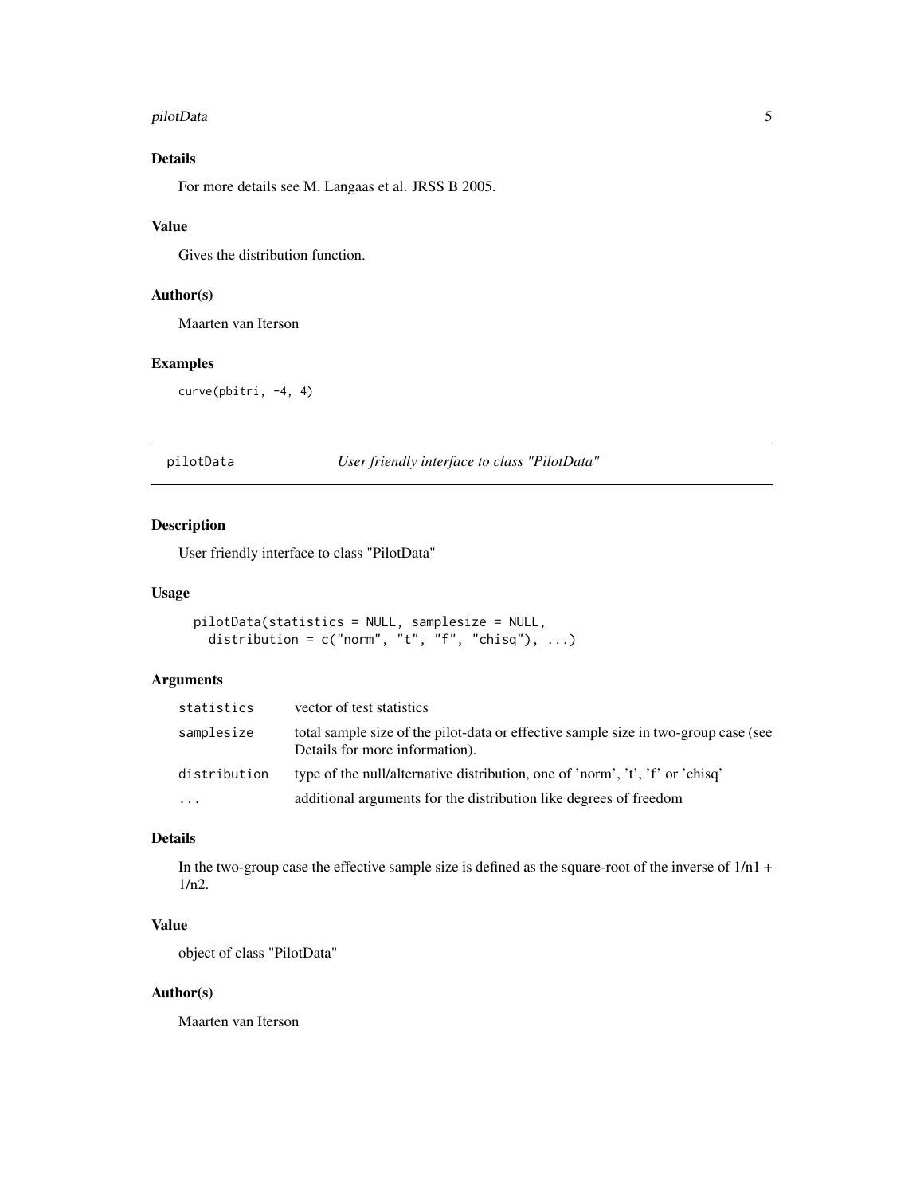### Details

For more details see M. Langaas et al. JRSS B 2005.

### Value

Gives the distribution function.

### Author(s)

Maarten van Iterson

### Examples

```
curve(pbitri, -4, 4)
```

---

## pilotData    *User friendly interface to class "PilotData"*

---

### Description

User friendly interface to class "PilotData"

### Usage

```
pilotData(statistics = NULL, samplesize = NULL,
  distribution = c("norm", "t", "f", "chisq"), ...)
```

### Arguments

| | |
|---|---|
| statistics | vector of test statistics |
| samplesize | total sample size of the pilot-data or effective sample size in two-group case (see Details for more information). |
| distribution | type of the null/alternative distribution, one of 'norm', 't', 'f' or 'chisq' |
| ... | additional arguments for the distribution like degrees of freedom |

### Details

In the two-group case the effective sample size is defined as the square-root of the inverse of 1/n1 + 1/n2.

### Value

object of class "PilotData"

### Author(s)

Maarten van Iterson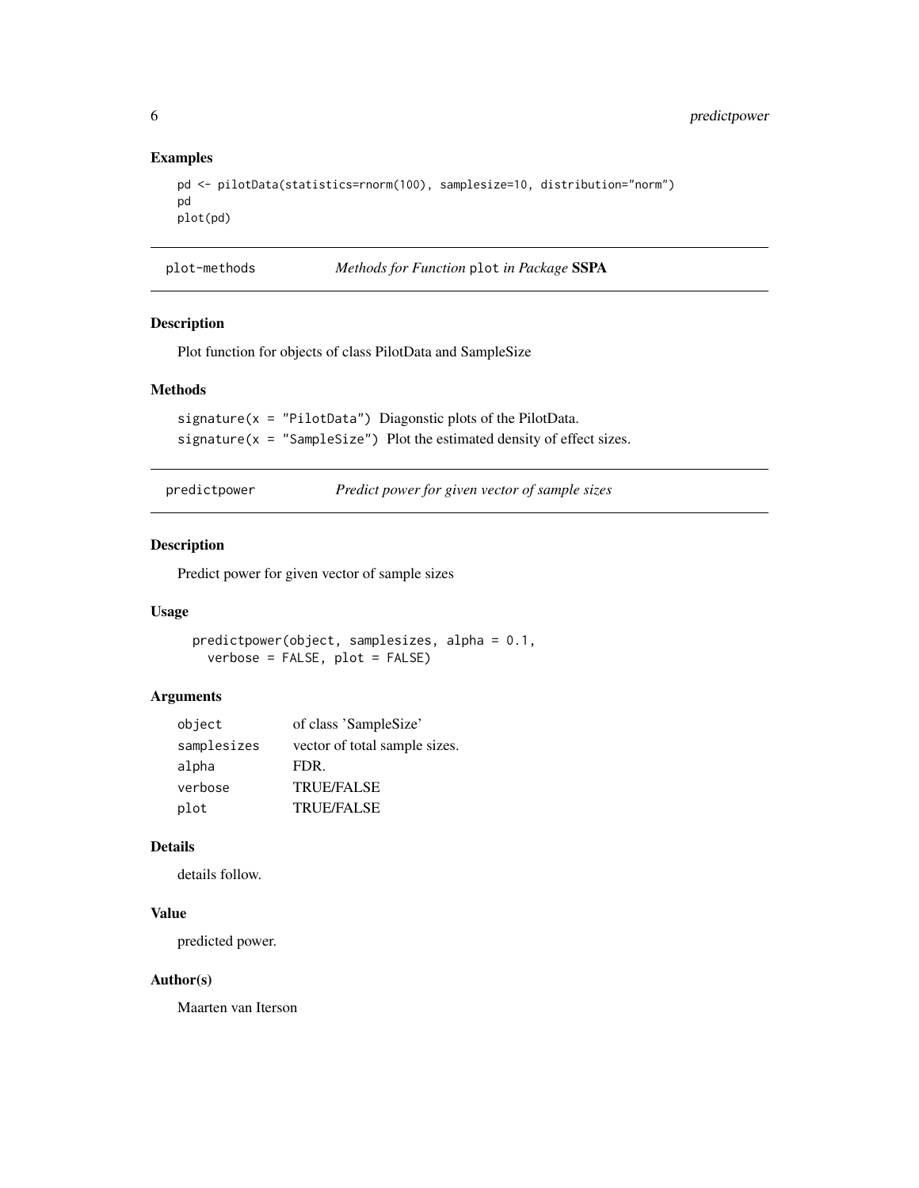## Examples

```
pd <- pilotData(statistics=rnorm(100), samplesize=10, distribution="norm")
pd
plot(pd)
```

---

## plot-methods — *Methods for Function* `plot` *in Package* **SSPA**

### Description

Plot function for objects of class PilotData and SampleSize

### Methods

`signature(x = "PilotData")` Diagonstic plots of the PilotData.

`signature(x = "SampleSize")` Plot the estimated density of effect sizes.

---

## predictpower — *Predict power for given vector of sample sizes*

### Description

Predict power for given vector of sample sizes

### Usage

```
predictpower(object, samplesizes, alpha = 0.1,
  verbose = FALSE, plot = FALSE)
```

### Arguments

| | |
|---|---|
| `object` | of class 'SampleSize' |
| `samplesizes` | vector of total sample sizes. |
| `alpha` | FDR. |
| `verbose` | TRUE/FALSE |
| `plot` | TRUE/FALSE |

### Details

details follow.

### Value

predicted power.

### Author(s)

Maarten van Iterson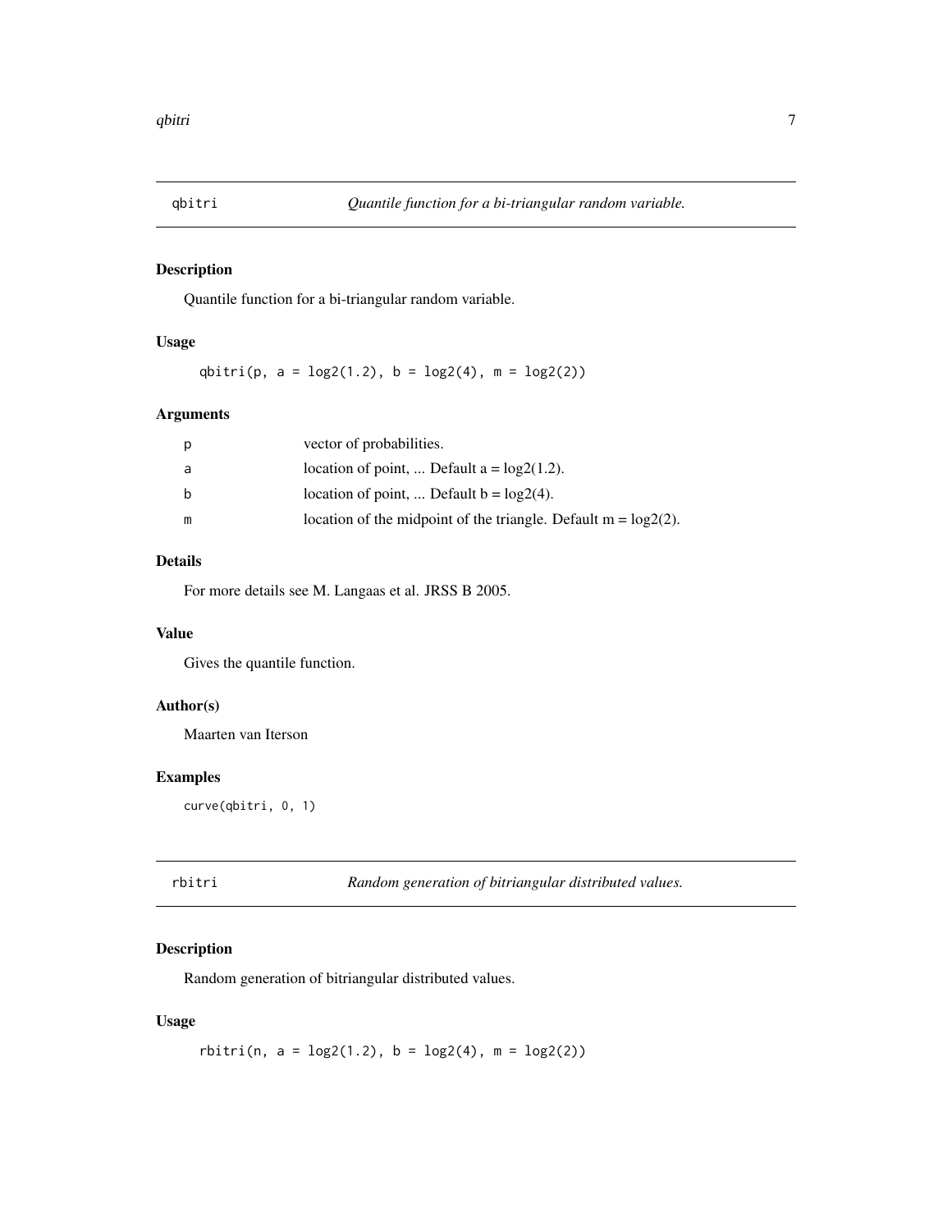## qbitri — *Quantile function for a bi-triangular random variable.*

### Description

Quantile function for a bi-triangular random variable.

### Usage

```
qbitri(p, a = log2(1.2), b = log2(4), m = log2(2))
```

### Arguments

| | |
|---|---|
| p | vector of probabilities. |
| a | location of point, ... Default a = log2(1.2). |
| b | location of point, ... Default b = log2(4). |
| m | location of the midpoint of the triangle. Default m = log2(2). |

### Details

For more details see M. Langaas et al. JRSS B 2005.

### Value

Gives the quantile function.

### Author(s)

Maarten van Iterson

### Examples

```
curve(qbitri, 0, 1)
```

## rbitri — *Random generation of bitriangular distributed values.*

### Description

Random generation of bitriangular distributed values.

### Usage

```
rbitri(n, a = log2(1.2), b = log2(4), m = log2(2))
```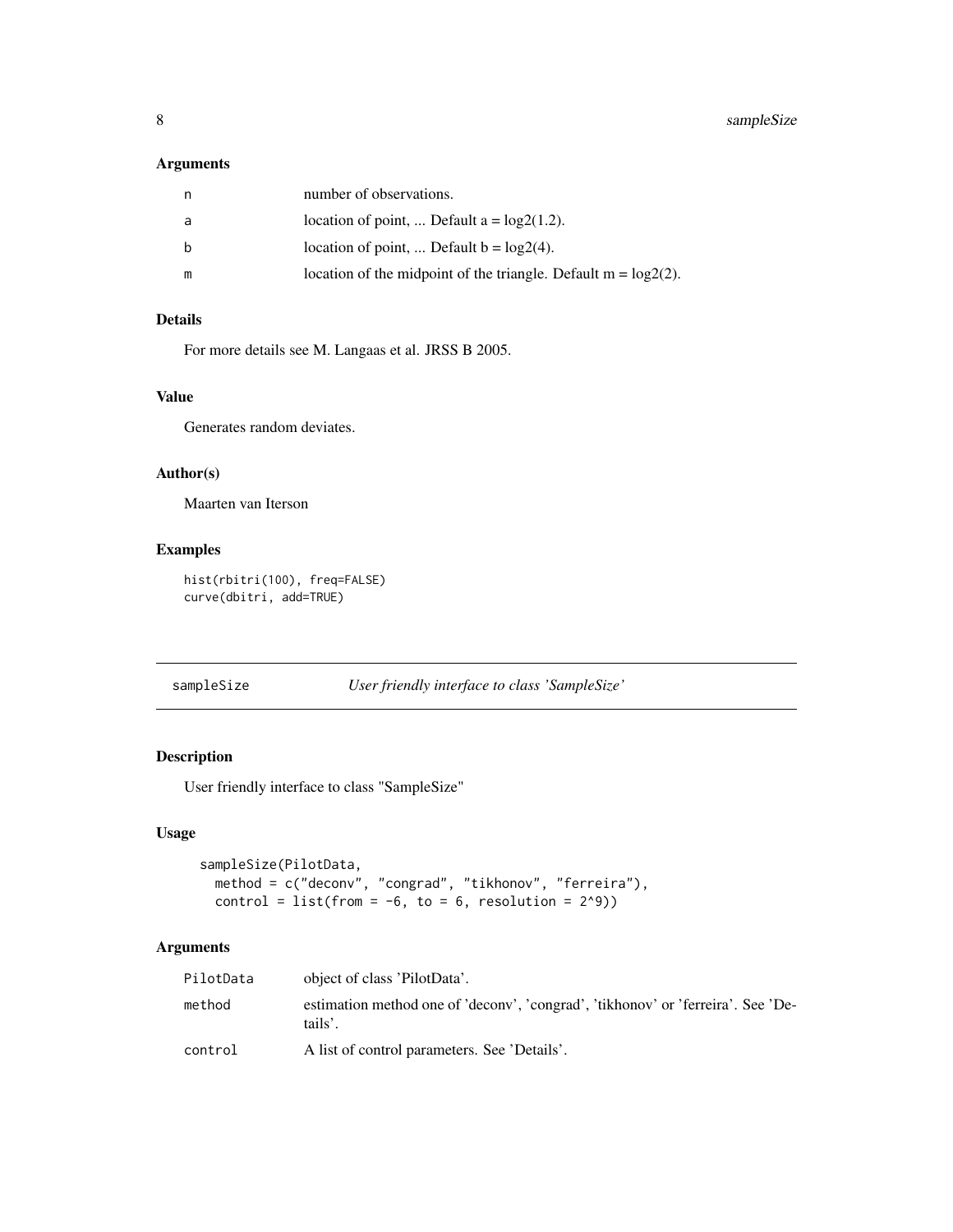## Arguments

| | |
|---|---|
| n | number of observations. |
| a | location of point, ... Default a = log2(1.2). |
| b | location of point, ... Default b = log2(4). |
| m | location of the midpoint of the triangle. Default m = log2(2). |

## Details

For more details see M. Langaas et al. JRSS B 2005.

## Value

Generates random deviates.

## Author(s)

Maarten van Iterson

## Examples

```
hist(rbitri(100), freq=FALSE)
curve(dbitri, add=TRUE)
```

---

# sampleSize — *User friendly interface to class 'SampleSize'*

## Description

User friendly interface to class "SampleSize"

## Usage

```
sampleSize(PilotData,
  method = c("deconv", "congrad", "tikhonov", "ferreira"),
  control = list(from = -6, to = 6, resolution = 2^9))
```

## Arguments

| | |
|---|---|
| PilotData | object of class 'PilotData'. |
| method | estimation method one of 'deconv', 'congrad', 'tikhonov' or 'ferreira'. See 'Details'. |
| control | A list of control parameters. See 'Details'. |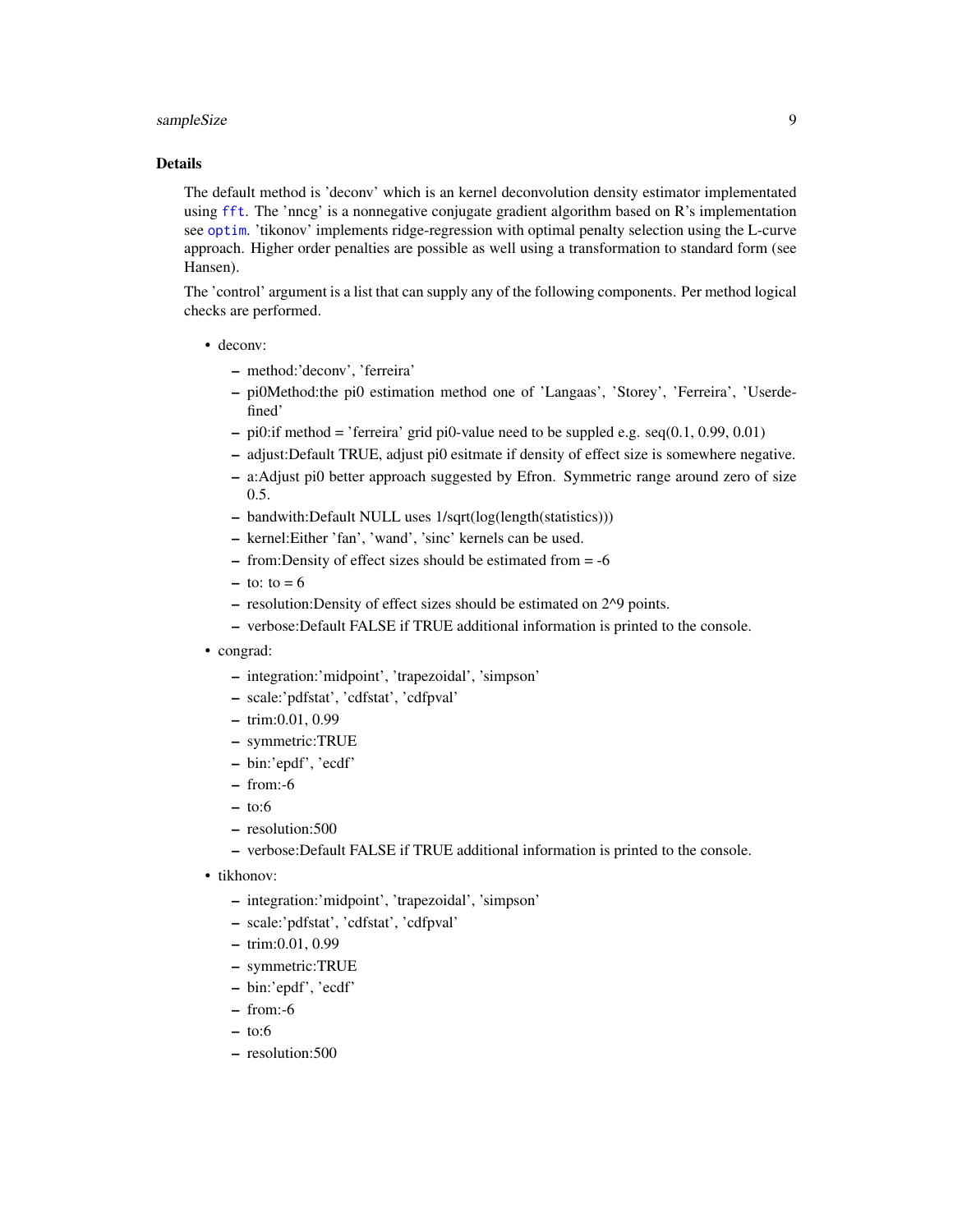### Details

The default method is 'deconv' which is an kernel deconvolution density estimator implementated using `fft`. The 'nncg' is a nonnegative conjugate gradient algorithm based on R's implementation see `optim`. 'tikonov' implements ridge-regression with optimal penalty selection using the L-curve approach. Higher order penalties are possible as well using a transformation to standard form (see Hansen).

The 'control' argument is a list that can supply any of the following components. Per method logical checks are performed.

- deconv:
  - method:'deconv', 'ferreira'
  - pi0Method:the pi0 estimation method one of 'Langaas', 'Storey', 'Ferreira', 'Userdefined'
  - pi0:if method = 'ferreira' grid pi0-value need to be suppled e.g. seq(0.1, 0.99, 0.01)
  - adjust:Default TRUE, adjust pi0 esitmate if density of effect size is somewhere negative.
  - a:Adjust pi0 better approach suggested by Efron. Symmetric range around zero of size 0.5.
  - bandwith:Default NULL uses 1/sqrt(log(length(statistics)))
  - kernel:Either 'fan', 'wand', 'sinc' kernels can be used.
  - from:Density of effect sizes should be estimated from = -6
  - to: to = 6
  - resolution:Density of effect sizes should be estimated on 2^9 points.
  - verbose:Default FALSE if TRUE additional information is printed to the console.
- congrad:
  - integration:'midpoint', 'trapezoidal', 'simpson'
  - scale:'pdfstat', 'cdfstat', 'cdfpval'
  - trim:0.01, 0.99
  - symmetric:TRUE
  - bin:'epdf', 'ecdf'
  - from:-6
  - to:6
  - resolution:500
  - verbose:Default FALSE if TRUE additional information is printed to the console.
- tikhonov:
  - integration:'midpoint', 'trapezoidal', 'simpson'
  - scale:'pdfstat', 'cdfstat', 'cdfpval'
  - trim:0.01, 0.99
  - symmetric:TRUE
  - bin:'epdf', 'ecdf'
  - from:-6
  - to:6
  - resolution:500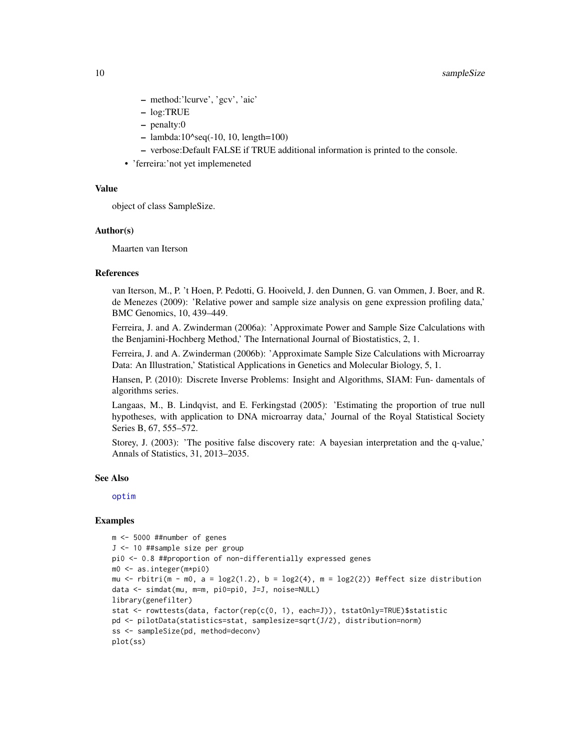- method:'lcurve', 'gcv', 'aic'
  - log:TRUE
  - penalty:0
  - lambda:10^seq(-10, 10, length=100)
  - verbose:Default FALSE if TRUE additional information is printed to the console.
- 'ferreira:'not yet implemeneted

### Value

object of class SampleSize.

### Author(s)

Maarten van Iterson

### References

van Iterson, M., P. 't Hoen, P. Pedotti, G. Hooiveld, J. den Dunnen, G. van Ommen, J. Boer, and R. de Menezes (2009): 'Relative power and sample size analysis on gene expression profiling data,' BMC Genomics, 10, 439–449.

Ferreira, J. and A. Zwinderman (2006a): 'Approximate Power and Sample Size Calculations with the Benjamini-Hochberg Method,' The International Journal of Biostatistics, 2, 1.

Ferreira, J. and A. Zwinderman (2006b): 'Approximate Sample Size Calculations with Microarray Data: An Illustration,' Statistical Applications in Genetics and Molecular Biology, 5, 1.

Hansen, P. (2010): Discrete Inverse Problems: Insight and Algorithms, SIAM: Fun- damentals of algorithms series.

Langaas, M., B. Lindqvist, and E. Ferkingstad (2005): 'Estimating the proportion of true null hypotheses, with application to DNA microarray data,' Journal of the Royal Statistical Society Series B, 67, 555–572.

Storey, J. (2003): 'The positive false discovery rate: A bayesian interpretation and the q-value,' Annals of Statistics, 31, 2013–2035.

### See Also

optim

### Examples

```
m <- 5000 ##number of genes
J <- 10 ##sample size per group
pi0 <- 0.8 ##proportion of non-differentially expressed genes
m0 <- as.integer(m*pi0)
mu <- rbitri(m - m0, a = log2(1.2), b = log2(4), m = log2(2)) #effect size distribution
data <- simdat(mu, m=m, pi0=pi0, J=J, noise=NULL)
library(genefilter)
stat <- rowttests(data, factor(rep(c(0, 1), each=J)), tstatOnly=TRUE)$statistic
pd <- pilotData(statistics=stat, samplesize=sqrt(J/2), distribution=norm)
ss <- sampleSize(pd, method=deconv)
plot(ss)
```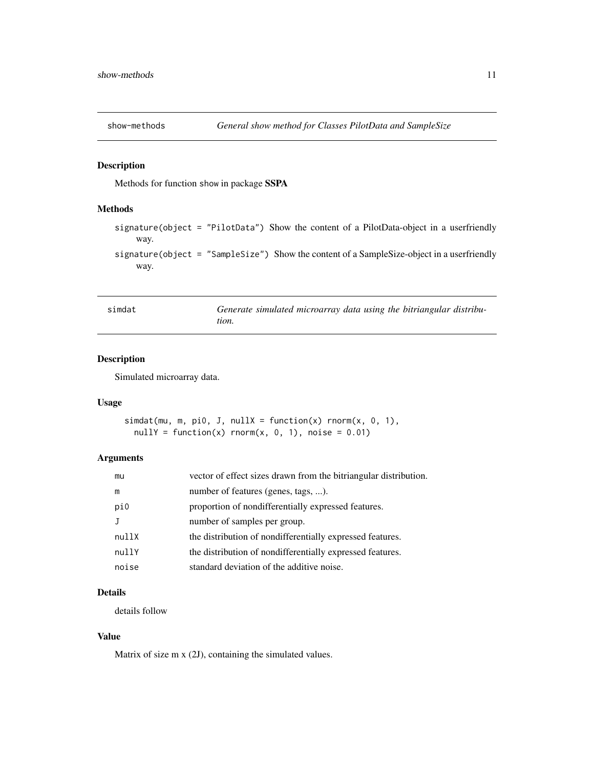## show-methods — *General show method for Classes PilotData and SampleSize*

### Description

Methods for function `show` in package **SSPA**

### Methods

`signature(object = "PilotData")` Show the content of a PilotData-object in a userfriendly way.

`signature(object = "SampleSize")` Show the content of a SampleSize-object in a userfriendly way.

## simdat — *Generate simulated microarray data using the bitriangular distribution.*

### Description

Simulated microarray data.

### Usage

```
simdat(mu, m, pi0, J, nullX = function(x) rnorm(x, 0, 1),
  nullY = function(x) rnorm(x, 0, 1), noise = 0.01)
```

### Arguments

| | |
|---|---|
| `mu` | vector of effect sizes drawn from the bitriangular distribution. |
| `m` | number of features (genes, tags, ...). |
| `pi0` | proportion of nondifferentially expressed features. |
| `J` | number of samples per group. |
| `nullX` | the distribution of nondifferentially expressed features. |
| `nullY` | the distribution of nondifferentially expressed features. |
| `noise` | standard deviation of the additive noise. |

### Details

details follow

### Value

Matrix of size m x (2J), containing the simulated values.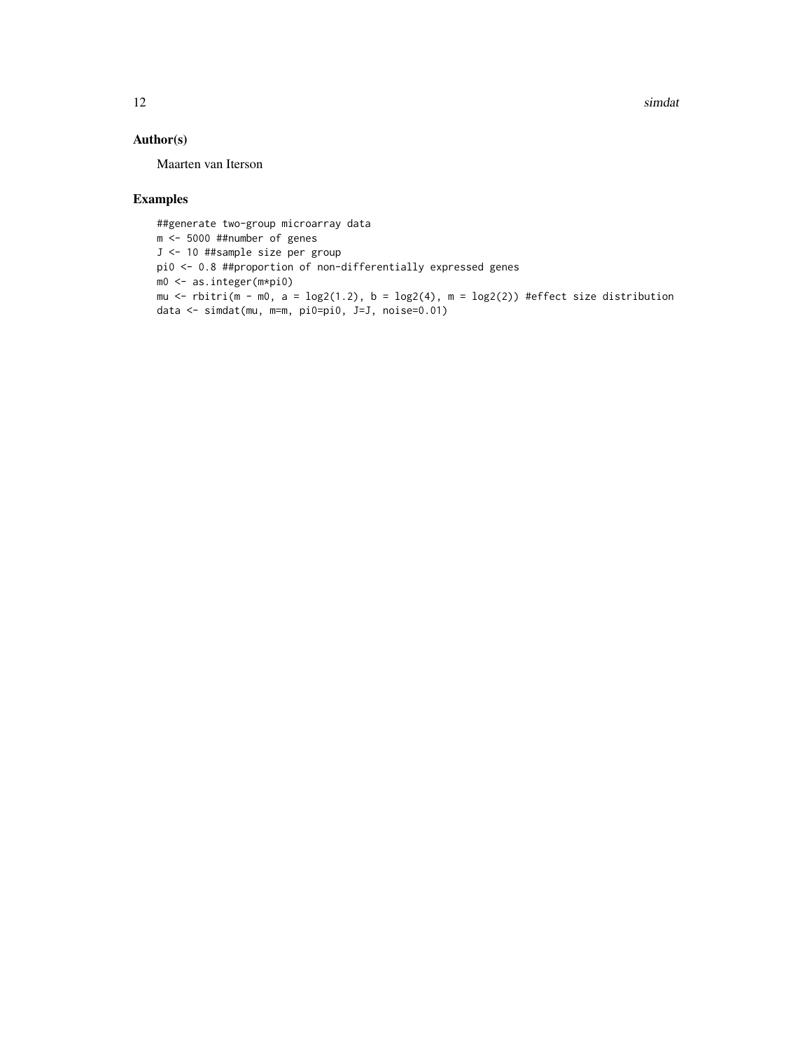## Author(s)

Maarten van Iterson

## Examples

```
##generate two-group microarray data
m <- 5000 ##number of genes
J <- 10 ##sample size per group
pi0 <- 0.8 ##proportion of non-differentially expressed genes
m0 <- as.integer(m*pi0)
mu <- rbitri(m - m0, a = log2(1.2), b = log2(4), m = log2(2)) #effect size distribution
data <- simdat(mu, m=m, pi0=pi0, J=J, noise=0.01)
```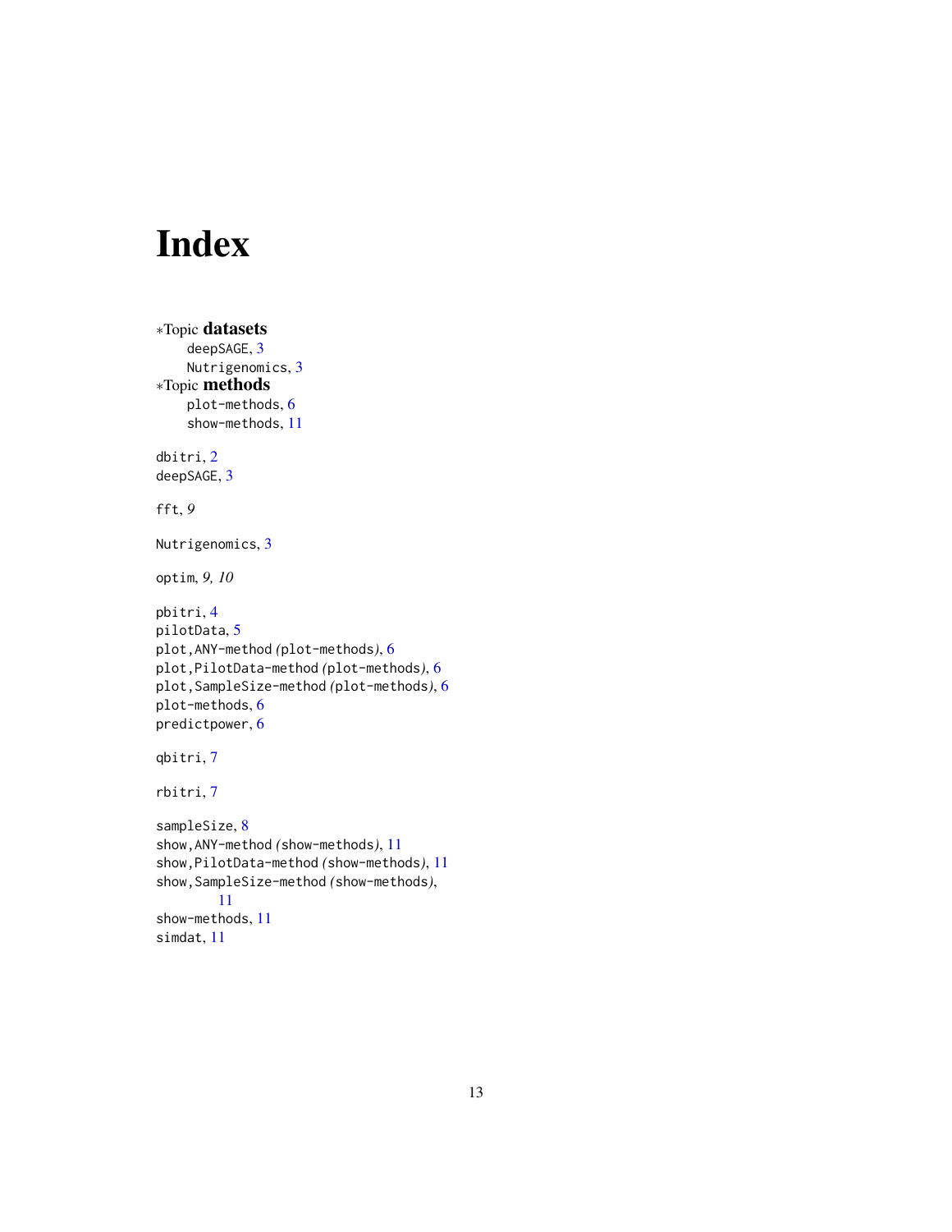# Index

*Topic **datasets**
- deepSAGE, 3
- Nutrigenomics, 3

*Topic **methods**
- plot-methods, 6
- show-methods, 11

dbitri, 2
deepSAGE, 3

fft, *9*

Nutrigenomics, 3

optim, *9, 10*

pbitri, 4
pilotData, 5
plot,ANY-method *(*plot-methods*)*, 6
plot,PilotData-method *(*plot-methods*)*, 6
plot,SampleSize-method *(*plot-methods*)*, 6
plot-methods, 6
predictpower, 6

qbitri, 7

rbitri, 7

sampleSize, 8
show,ANY-method *(*show-methods*)*, 11
show,PilotData-method *(*show-methods*)*, 11
show,SampleSize-method *(*show-methods*)*, 11
show-methods, 11
simdat, 11